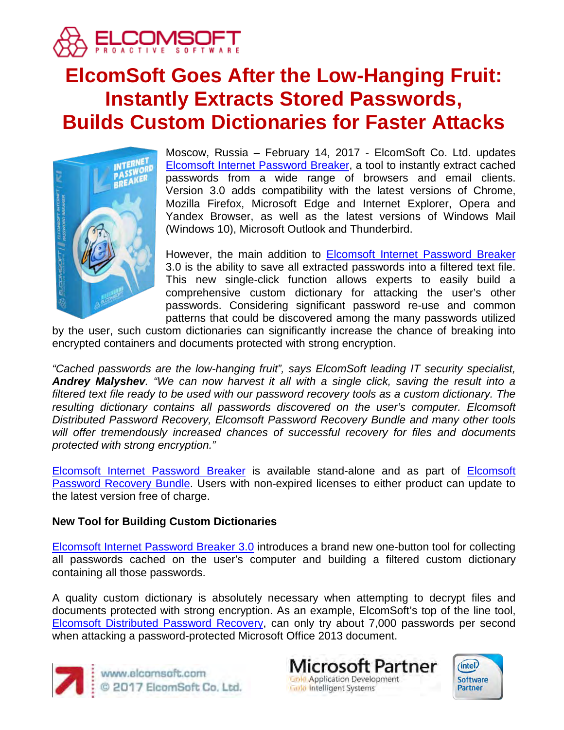# ElcomSoft Goes After the Low-Hanging Fruit: Instantly Extracts Stored Passwords, Builds Custom Dictionaries for Faster Attacks

Moscow, Russia – February 14, 2017 - ElcomSoft Co. Ltd. updates Elcomsoft Internet Password Breaker, a tool to instantly extract cached passwords from a wide range of browsers and email clients. Version 3.0 adds compatibility with the latest versions of Chrome, Mozilla Firefox, Microsoft Edge and Internet Explorer, Opera and Yandex Browser, as well as the latest versions of Windows Mail (Windows 10), Microsoft Outlook and Thunderbird.

However, the main addition to Elcomsoft Internet Password Breaker 3.0 is the ability to save all extracted passwords into a filtered text file. This new single-click function allows experts to easily build a comprehensive custom dictionary for attacking the user's other passwords. Considering significant password re-use and common patterns that could be discovered among the many passwords utilized by the user, such custom dictionaries can significantly increase the chance of breaking into encrypted containers and documents protected with strong encryption.

*"Cached passwords are the low-hanging fruit", says ElcomSoft leading IT security specialist,* ***Andrey Malyshev****. "We can now harvest it all with a single click, saving the result into a filtered text file ready to be used with our password recovery tools as a custom dictionary. The resulting dictionary contains all passwords discovered on the user's computer. Elcomsoft Distributed Password Recovery, Elcomsoft Password Recovery Bundle and many other tools will offer tremendously increased chances of successful recovery for files and documents protected with strong encryption."*

Elcomsoft Internet Password Breaker is available stand-alone and as part of Elcomsoft Password Recovery Bundle. Users with non-expired licenses to either product can update to the latest version free of charge.

**New Tool for Building Custom Dictionaries**

Elcomsoft Internet Password Breaker 3.0 introduces a brand new one-button tool for collecting all passwords cached on the user's computer and building a filtered custom dictionary containing all those passwords.

A quality custom dictionary is absolutely necessary when attempting to decrypt files and documents protected with strong encryption. As an example, ElcomSoft's top of the line tool, Elcomsoft Distributed Password Recovery, can only try about 7,000 passwords per second when attacking a password-protected Microsoft Office 2013 document.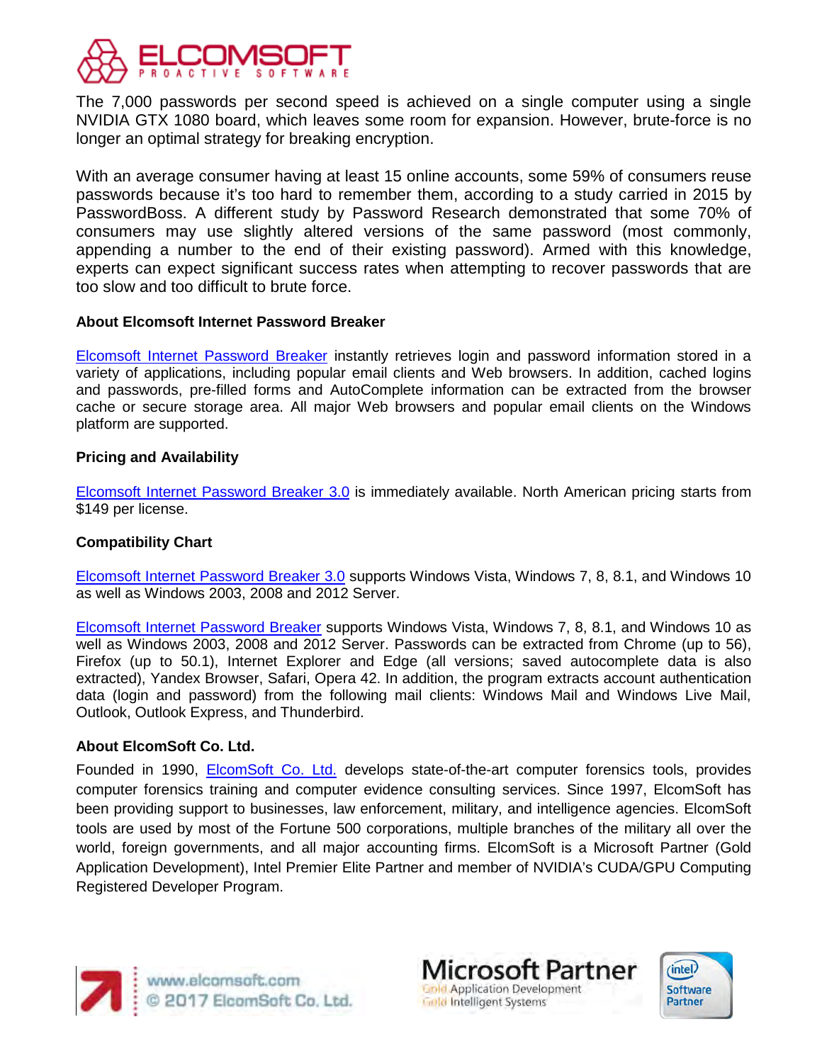The 7,000 passwords per second speed is achieved on a single computer using a single NVIDIA GTX 1080 board, which leaves some room for expansion. However, brute-force is no longer an optimal strategy for breaking encryption.

With an average consumer having at least 15 online accounts, some 59% of consumers reuse passwords because it's too hard to remember them, according to a study carried in 2015 by PasswordBoss. A different study by Password Research demonstrated that some 70% of consumers may use slightly altered versions of the same password (most commonly, appending a number to the end of their existing password). Armed with this knowledge, experts can expect significant success rates when attempting to recover passwords that are too slow and too difficult to brute force.

**About Elcomsoft Internet Password Breaker**

Elcomsoft Internet Password Breaker instantly retrieves login and password information stored in a variety of applications, including popular email clients and Web browsers. In addition, cached logins and passwords, pre-filled forms and AutoComplete information can be extracted from the browser cache or secure storage area. All major Web browsers and popular email clients on the Windows platform are supported.

**Pricing and Availability**

Elcomsoft Internet Password Breaker 3.0 is immediately available. North American pricing starts from $149 per license.

**Compatibility Chart**

Elcomsoft Internet Password Breaker 3.0 supports Windows Vista, Windows 7, 8, 8.1, and Windows 10 as well as Windows 2003, 2008 and 2012 Server.

Elcomsoft Internet Password Breaker supports Windows Vista, Windows 7, 8, 8.1, and Windows 10 as well as Windows 2003, 2008 and 2012 Server. Passwords can be extracted from Chrome (up to 56), Firefox (up to 50.1), Internet Explorer and Edge (all versions; saved autocomplete data is also extracted), Yandex Browser, Safari, Opera 42. In addition, the program extracts account authentication data (login and password) from the following mail clients: Windows Mail and Windows Live Mail, Outlook, Outlook Express, and Thunderbird.

**About ElcomSoft Co. Ltd.**

Founded in 1990, ElcomSoft Co. Ltd. develops state-of-the-art computer forensics tools, provides computer forensics training and computer evidence consulting services. Since 1997, ElcomSoft has been providing support to businesses, law enforcement, military, and intelligence agencies. ElcomSoft tools are used by most of the Fortune 500 corporations, multiple branches of the military all over the world, foreign governments, and all major accounting firms. ElcomSoft is a Microsoft Partner (Gold Application Development), Intel Premier Elite Partner and member of NVIDIA's CUDA/GPU Computing Registered Developer Program.

www.elcomsoft.com
© 2017 ElcomSoft Co. Ltd.